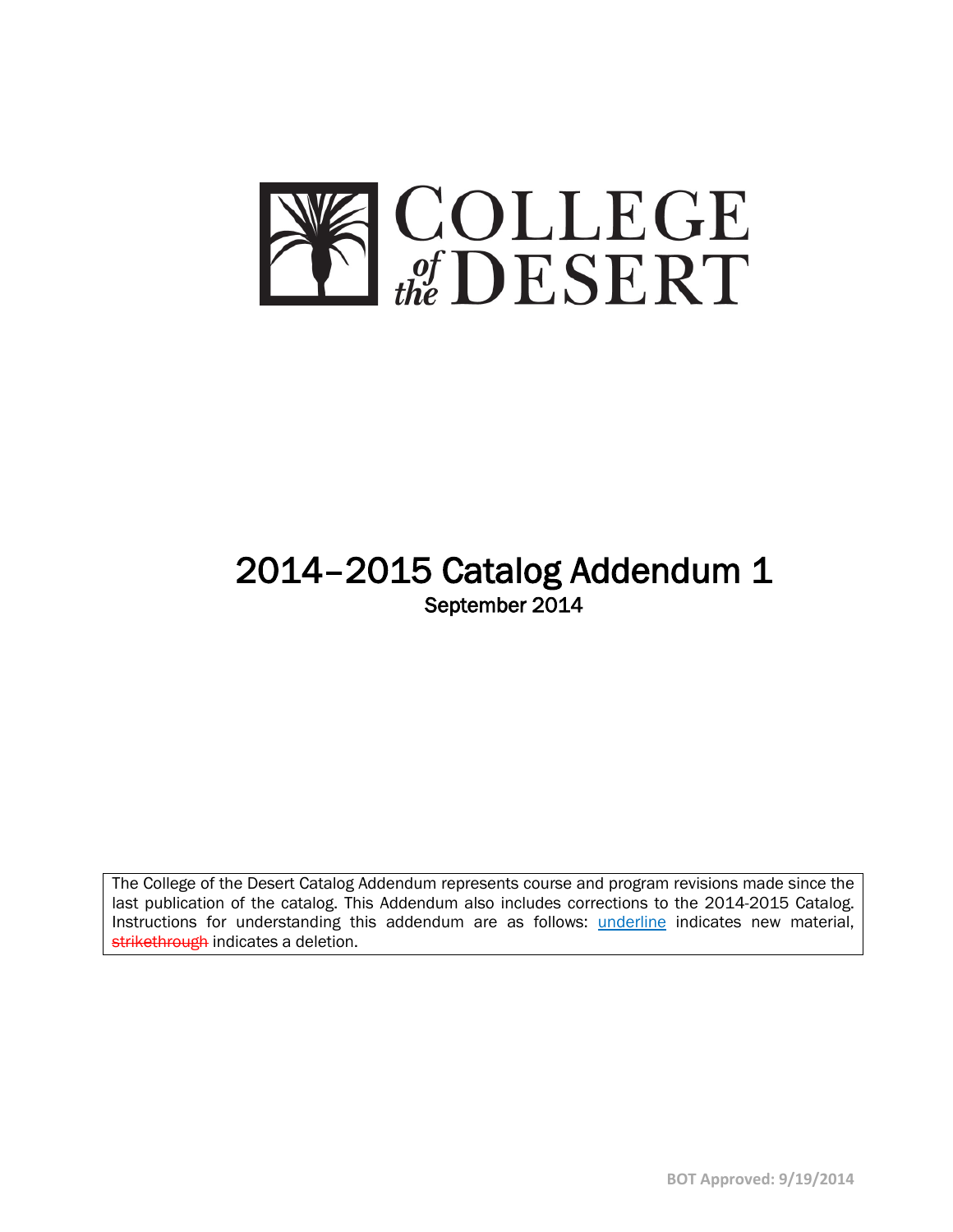# COLLEGE of the DESERT

# 2014–2015 Catalog Addendum 1

September 2014

The College of the Desert Catalog Addendum represents course and program revisions made since the last publication of the catalog. This Addendum also includes corrections to the 2014-2015 Catalog. Instructions for understanding this addendum are as follows: <u>underline</u> indicates new material, ~~strikethrough~~ indicates a deletion.

BOT Approved: 9/19/2014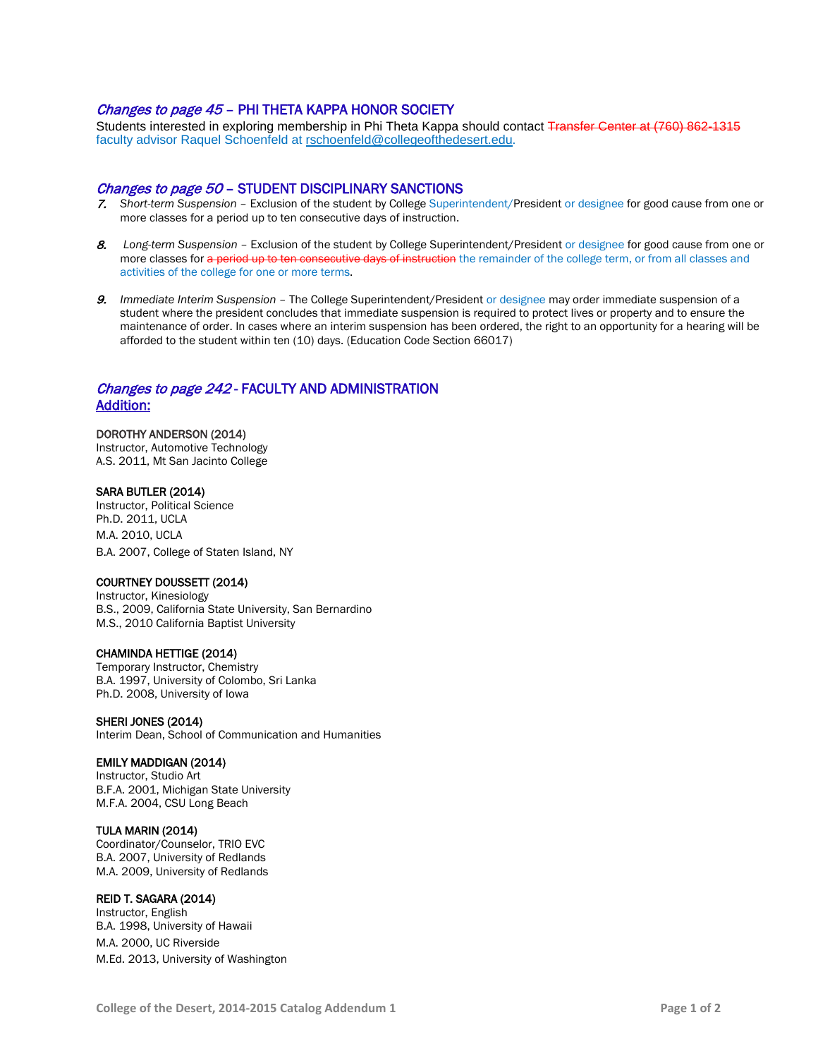## *Changes to page 45* – PHI THETA KAPPA HONOR SOCIETY

Students interested in exploring membership in Phi Theta Kappa should contact ~~Transfer Center at (760) 862-1315~~ faculty advisor Raquel Schoenfeld at rschoenfeld@collegeofthedesert.edu.

## *Changes to page 50* – STUDENT DISCIPLINARY SANCTIONS

7. *Short-term Suspension* – Exclusion of the student by College Superintendent/President or designee for good cause from one or more classes for a period up to ten consecutive days of instruction.

8. *Long-term Suspension* – Exclusion of the student by College Superintendent/President or designee for good cause from one or more classes for ~~a period up to ten consecutive days of instruction~~ the remainder of the college term, or from all classes and activities of the college for one or more terms.

9. *Immediate Interim Suspension* – The College Superintendent/President or designee may order immediate suspension of a student where the president concludes that immediate suspension is required to protect lives or property and to ensure the maintenance of order. In cases where an interim suspension has been ordered, the right to an opportunity for a hearing will be afforded to the student within ten (10) days. (Education Code Section 66017)

## *Changes to page 242* - FACULTY AND ADMINISTRATION

### Addition:

**DOROTHY ANDERSON (2014)**
Instructor, Automotive Technology
A.S. 2011, Mt San Jacinto College

**SARA BUTLER (2014)**
Instructor, Political Science
Ph.D. 2011, UCLA
M.A. 2010, UCLA
B.A. 2007, College of Staten Island, NY

**COURTNEY DOUSSETT (2014)**
Instructor, Kinesiology
B.S., 2009, California State University, San Bernardino
M.S., 2010 California Baptist University

**CHAMINDA HETTIGE (2014)**
Temporary Instructor, Chemistry
B.A. 1997, University of Colombo, Sri Lanka
Ph.D. 2008, University of Iowa

**SHERI JONES (2014)**
Interim Dean, School of Communication and Humanities

**EMILY MADDIGAN (2014)**
Instructor, Studio Art
B.F.A. 2001, Michigan State University
M.F.A. 2004, CSU Long Beach

**TULA MARIN (2014)**
Coordinator/Counselor, TRIO EVC
B.A. 2007, University of Redlands
M.A. 2009, University of Redlands

**REID T. SAGARA (2014)**
Instructor, English
B.A. 1998, University of Hawaii
M.A. 2000, UC Riverside
M.Ed. 2013, University of Washington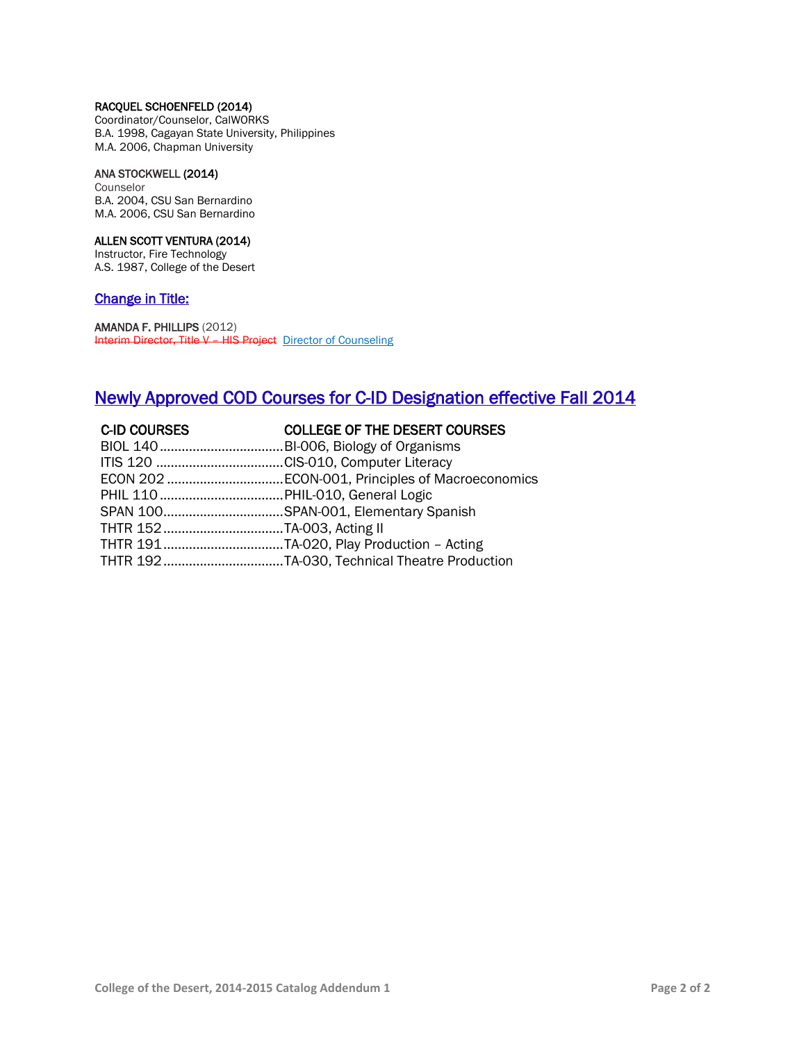**RACQUEL SCHOENFELD (2014)**
Coordinator/Counselor, CalWORKS
B.A. 1998, Cagayan State University, Philippines
M.A. 2006, Chapman University

**ANA STOCKWELL (2014)**
Counselor
B.A. 2004, CSU San Bernardino
M.A. 2006, CSU San Bernardino

**ALLEN SCOTT VENTURA (2014)**
Instructor, Fire Technology
A.S. 1987, College of the Desert

## Change in Title:

**AMANDA F. PHILLIPS** (2012)
~~Interim Director, Title V – HIS Project~~ Director of Counseling

## Newly Approved COD Courses for C-ID Designation effective Fall 2014

| C-ID COURSES | COLLEGE OF THE DESERT COURSES |
|---|---|
| BIOL 140 | BI-006, Biology of Organisms |
| ITIS 120 | CIS-010, Computer Literacy |
| ECON 202 | ECON-001, Principles of Macroeconomics |
| PHIL 110 | PHIL-010, General Logic |
| SPAN 100 | SPAN-001, Elementary Spanish |
| THTR 152 | TA-003, Acting II |
| THTR 191 | TA-020, Play Production – Acting |
| THTR 192 | TA-030, Technical Theatre Production |